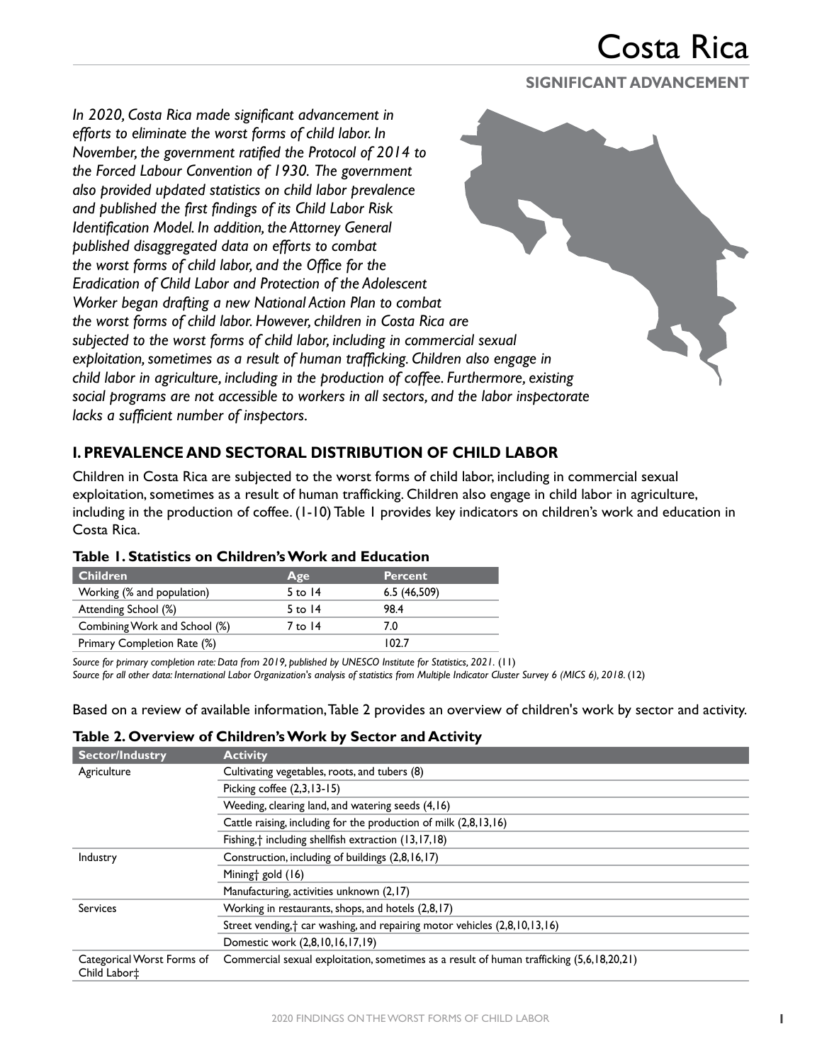# Costa Rica

## SIGNIFICANT ADVANCEMENT

*In 2020, Costa Rica made significant advancement in efforts to eliminate the worst forms of child labor. In November, the government ratified the Protocol of 2014 to the Forced Labour Convention of 1930. The government also provided updated statistics on child labor prevalence and published the first findings of its Child Labor Risk Identification Model. In addition, the Attorney General published disaggregated data on efforts to combat the worst forms of child labor, and the Office for the Eradication of Child Labor and Protection of the Adolescent Worker began drafting a new National Action Plan to combat the worst forms of child labor. However, children in Costa Rica are subjected to the worst forms of child labor, including in commercial sexual exploitation, sometimes as a result of human trafficking. Children also engage in child labor in agriculture, including in the production of coffee. Furthermore, existing social programs are not accessible to workers in all sectors, and the labor inspectorate lacks a sufficient number of inspectors.*

## I. PREVALENCE AND SECTORAL DISTRIBUTION OF CHILD LABOR

Children in Costa Rica are subjected to the worst forms of child labor, including in commercial sexual exploitation, sometimes as a result of human trafficking. Children also engage in child labor in agriculture, including in the production of coffee. (1-10) Table 1 provides key indicators on children's work and education in Costa Rica.

**Table 1. Statistics on Children's Work and Education**

| Children | Age | Percent |
|---|---|---|
| Working (% and population) | 5 to 14 | 6.5 (46,509) |
| Attending School (%) | 5 to 14 | 98.4 |
| Combining Work and School (%) | 7 to 14 | 7.0 |
| Primary Completion Rate (%) | | 102.7 |

*Source for primary completion rate: Data from 2019, published by UNESCO Institute for Statistics, 2021.* (11)
*Source for all other data: International Labor Organization's analysis of statistics from Multiple Indicator Cluster Survey 6 (MICS 6), 2018.* (12)

Based on a review of available information, Table 2 provides an overview of children's work by sector and activity.

**Table 2. Overview of Children's Work by Sector and Activity**

| Sector/Industry | Activity |
|---|---|
| Agriculture | Cultivating vegetables, roots, and tubers (8) |
| | Picking coffee (2,3,13-15) |
| | Weeding, clearing land, and watering seeds (4,16) |
| | Cattle raising, including for the production of milk (2,8,13,16) |
| | Fishing,† including shellfish extraction (13,17,18) |
| Industry | Construction, including of buildings (2,8,16,17) |
| | Mining† gold (16) |
| | Manufacturing, activities unknown (2,17) |
| Services | Working in restaurants, shops, and hotels (2,8,17) |
| | Street vending,† car washing, and repairing motor vehicles (2,8,10,13,16) |
| | Domestic work (2,8,10,16,17,19) |
| Categorical Worst Forms of Child Labor‡ | Commercial sexual exploitation, sometimes as a result of human trafficking (5,6,18,20,21) |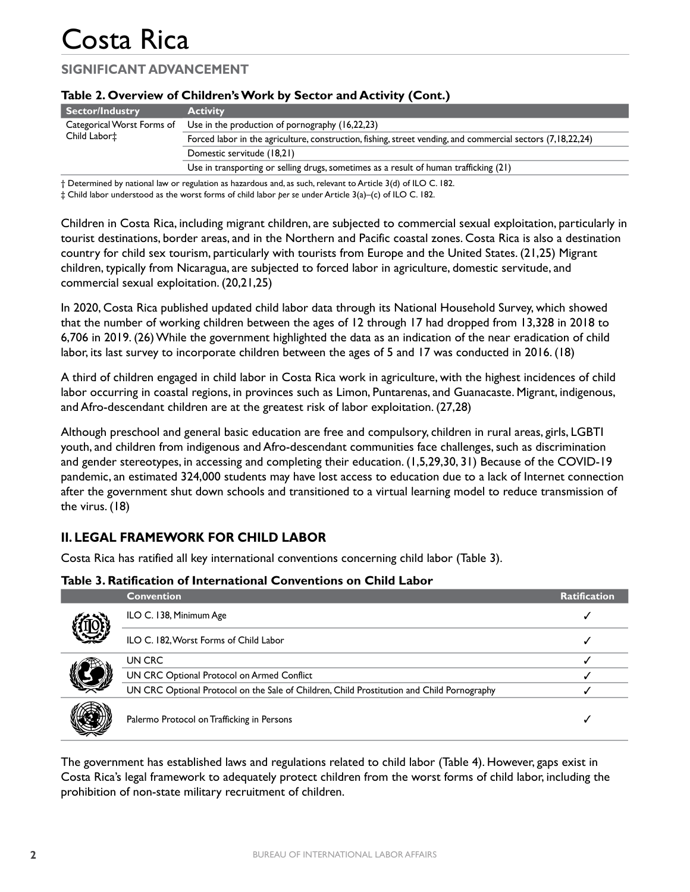# Costa Rica

## SIGNIFICANT ADVANCEMENT

**Table 2. Overview of Children's Work by Sector and Activity (Cont.)**

| Sector/Industry | Activity |
|---|---|
| Categorical Worst Forms of Child Labor‡ | Use in the production of pornography (16,22,23) |
| | Forced labor in the agriculture, construction, fishing, street vending, and commercial sectors (7,18,22,24) |
| | Domestic servitude (18,21) |
| | Use in transporting or selling drugs, sometimes as a result of human trafficking (21) |

† Determined by national law or regulation as hazardous and, as such, relevant to Article 3(d) of ILO C. 182.
‡ Child labor understood as the worst forms of child labor *per se* under Article 3(a)–(c) of ILO C. 182.

Children in Costa Rica, including migrant children, are subjected to commercial sexual exploitation, particularly in tourist destinations, border areas, and in the Northern and Pacific coastal zones. Costa Rica is also a destination country for child sex tourism, particularly with tourists from Europe and the United States. (21,25) Migrant children, typically from Nicaragua, are subjected to forced labor in agriculture, domestic servitude, and commercial sexual exploitation. (20,21,25)

In 2020, Costa Rica published updated child labor data through its National Household Survey, which showed that the number of working children between the ages of 12 through 17 had dropped from 13,328 in 2018 to 6,706 in 2019. (26) While the government highlighted the data as an indication of the near eradication of child labor, its last survey to incorporate children between the ages of 5 and 17 was conducted in 2016. (18)

A third of children engaged in child labor in Costa Rica work in agriculture, with the highest incidences of child labor occurring in coastal regions, in provinces such as Limon, Puntarenas, and Guanacaste. Migrant, indigenous, and Afro-descendant children are at the greatest risk of labor exploitation. (27,28)

Although preschool and general basic education are free and compulsory, children in rural areas, girls, LGBTI youth, and children from indigenous and Afro-descendant communities face challenges, such as discrimination and gender stereotypes, in accessing and completing their education. (1,5,29,30, 31) Because of the COVID-19 pandemic, an estimated 324,000 students may have lost access to education due to a lack of Internet connection after the government shut down schools and transitioned to a virtual learning model to reduce transmission of the virus. (18)

## II. LEGAL FRAMEWORK FOR CHILD LABOR

Costa Rica has ratified all key international conventions concerning child labor (Table 3).

**Table 3. Ratification of International Conventions on Child Labor**

| Convention | Ratification |
|---|---|
| ILO C. 138, Minimum Age | ✓ |
| ILO C. 182, Worst Forms of Child Labor | ✓ |
| UN CRC | ✓ |
| UN CRC Optional Protocol on Armed Conflict | ✓ |
| UN CRC Optional Protocol on the Sale of Children, Child Prostitution and Child Pornography | ✓ |
| Palermo Protocol on Trafficking in Persons | ✓ |

The government has established laws and regulations related to child labor (Table 4). However, gaps exist in Costa Rica's legal framework to adequately protect children from the worst forms of child labor, including the prohibition of non-state military recruitment of children.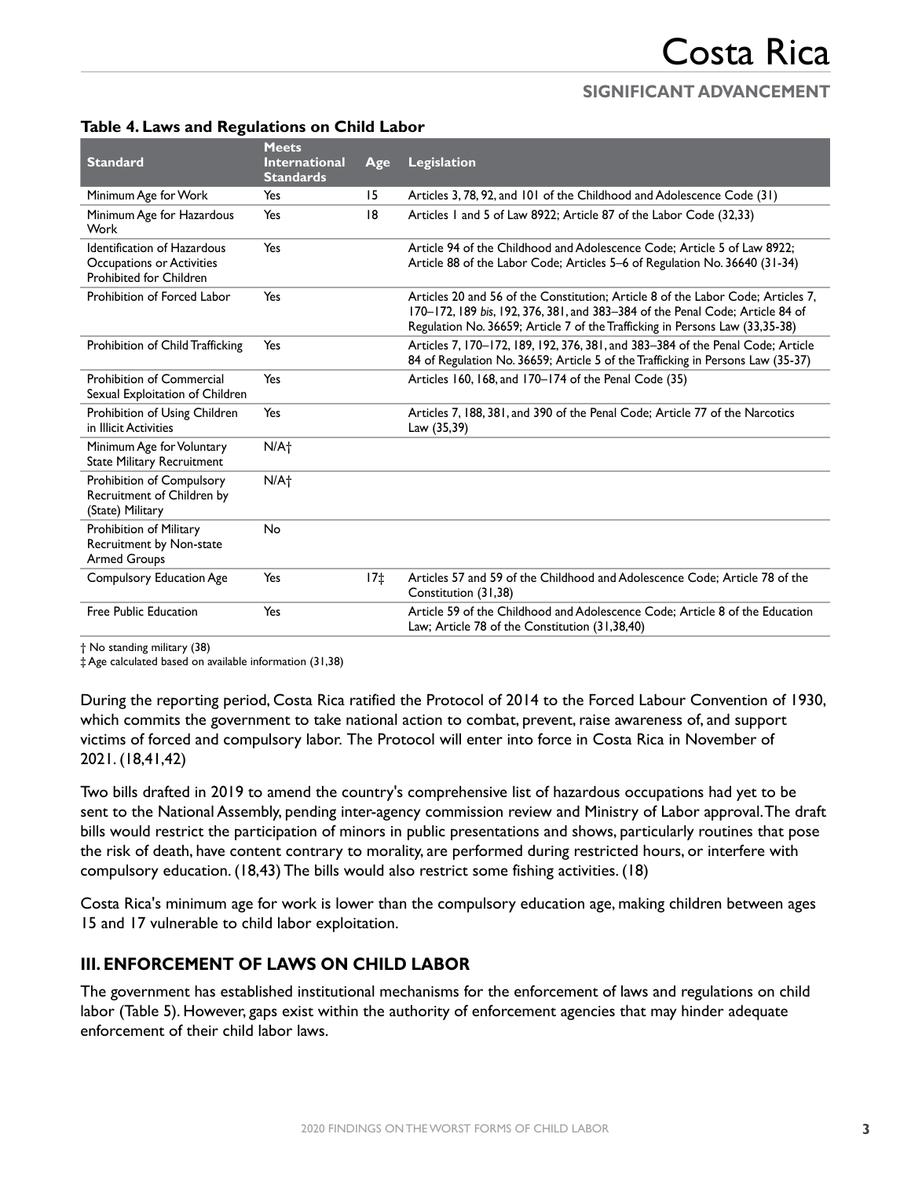**Table 4. Laws and Regulations on Child Labor**

| Standard | Meets International Standards | Age | Legislation |
|---|---|---|---|
| Minimum Age for Work | Yes | 15 | Articles 3, 78, 92, and 101 of the Childhood and Adolescence Code (31) |
| Minimum Age for Hazardous Work | Yes | 18 | Articles 1 and 5 of Law 8922; Article 87 of the Labor Code (32,33) |
| Identification of Hazardous Occupations or Activities Prohibited for Children | Yes | | Article 94 of the Childhood and Adolescence Code; Article 5 of Law 8922; Article 88 of the Labor Code; Articles 5–6 of Regulation No. 36640 (31-34) |
| Prohibition of Forced Labor | Yes | | Articles 20 and 56 of the Constitution; Article 8 of the Labor Code; Articles 7, 170–172, 189 *bis*, 192, 376, 381, and 383–384 of the Penal Code; Article 84 of Regulation No. 36659; Article 7 of the Trafficking in Persons Law (33,35-38) |
| Prohibition of Child Trafficking | Yes | | Articles 7, 170–172, 189, 192, 376, 381, and 383–384 of the Penal Code; Article 84 of Regulation No. 36659; Article 5 of the Trafficking in Persons Law (35-37) |
| Prohibition of Commercial Sexual Exploitation of Children | Yes | | Articles 160, 168, and 170–174 of the Penal Code (35) |
| Prohibition of Using Children in Illicit Activities | Yes | | Articles 7, 188, 381, and 390 of the Penal Code; Article 77 of the Narcotics Law (35,39) |
| Minimum Age for Voluntary State Military Recruitment | N/A† | | |
| Prohibition of Compulsory Recruitment of Children by (State) Military | N/A† | | |
| Prohibition of Military Recruitment by Non-state Armed Groups | No | | |
| Compulsory Education Age | Yes | 17‡ | Articles 57 and 59 of the Childhood and Adolescence Code; Article 78 of the Constitution (31,38) |
| Free Public Education | Yes | | Article 59 of the Childhood and Adolescence Code; Article 8 of the Education Law; Article 78 of the Constitution (31,38,40) |

† No standing military (38)
‡ Age calculated based on available information (31,38)

During the reporting period, Costa Rica ratified the Protocol of 2014 to the Forced Labour Convention of 1930, which commits the government to take national action to combat, prevent, raise awareness of, and support victims of forced and compulsory labor. The Protocol will enter into force in Costa Rica in November of 2021. (18,41,42)

Two bills drafted in 2019 to amend the country's comprehensive list of hazardous occupations had yet to be sent to the National Assembly, pending inter-agency commission review and Ministry of Labor approval. The draft bills would restrict the participation of minors in public presentations and shows, particularly routines that pose the risk of death, have content contrary to morality, are performed during restricted hours, or interfere with compulsory education. (18,43) The bills would also restrict some fishing activities. (18)

Costa Rica's minimum age for work is lower than the compulsory education age, making children between ages 15 and 17 vulnerable to child labor exploitation.

## III. ENFORCEMENT OF LAWS ON CHILD LABOR

The government has established institutional mechanisms for the enforcement of laws and regulations on child labor (Table 5). However, gaps exist within the authority of enforcement agencies that may hinder adequate enforcement of their child labor laws.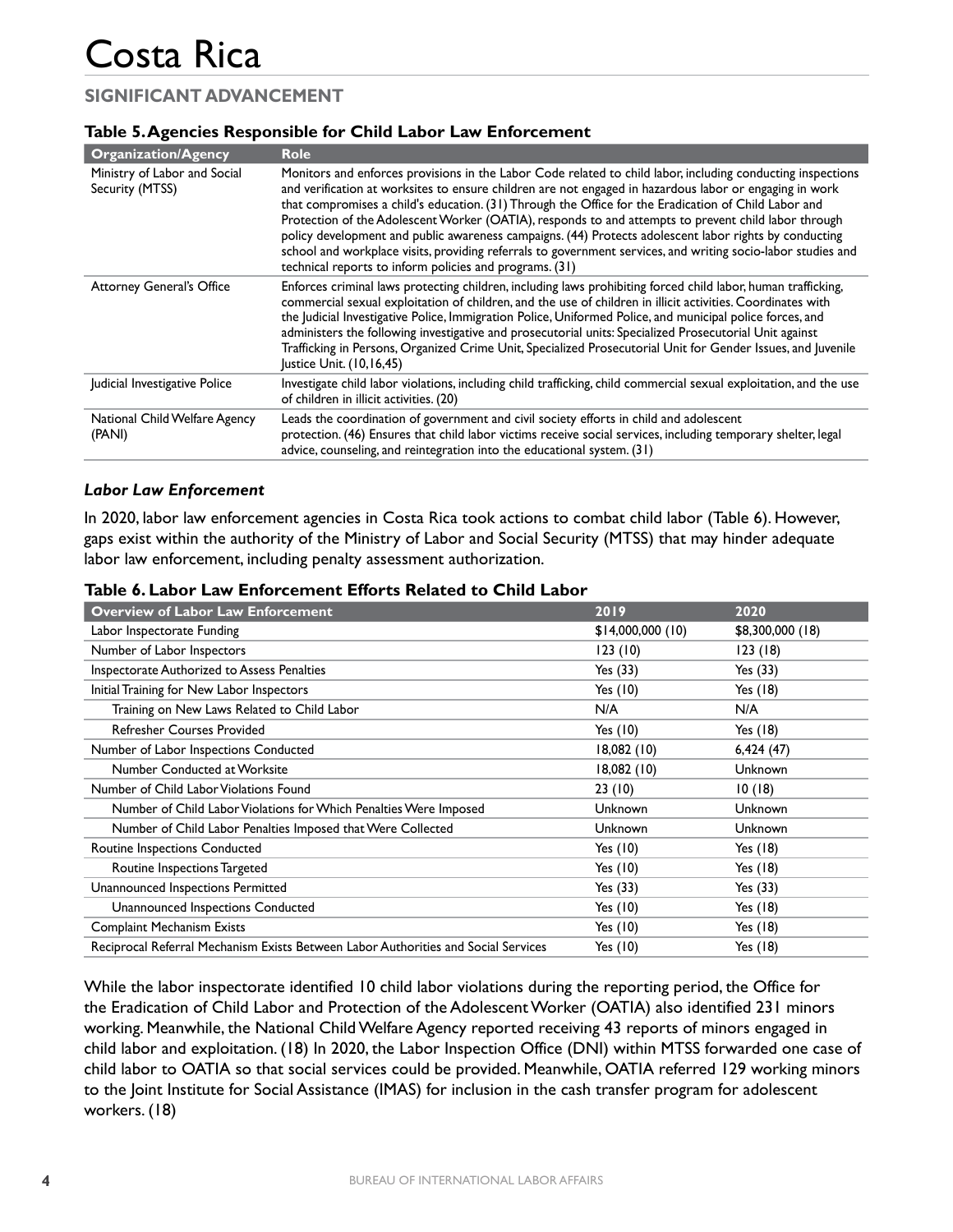# Costa Rica

## SIGNIFICANT ADVANCEMENT

**Table 5. Agencies Responsible for Child Labor Law Enforcement**

| Organization/Agency | Role |
|---|---|
| Ministry of Labor and Social Security (MTSS) | Monitors and enforces provisions in the Labor Code related to child labor, including conducting inspections and verification at worksites to ensure children are not engaged in hazardous labor or engaging in work that compromises a child's education. (31) Through the Office for the Eradication of Child Labor and Protection of the Adolescent Worker (OATIA), responds to and attempts to prevent child labor through policy development and public awareness campaigns. (44) Protects adolescent labor rights by conducting school and workplace visits, providing referrals to government services, and writing socio-labor studies and technical reports to inform policies and programs. (31) |
| Attorney General's Office | Enforces criminal laws protecting children, including laws prohibiting forced child labor, human trafficking, commercial sexual exploitation of children, and the use of children in illicit activities. Coordinates with the Judicial Investigative Police, Immigration Police, Uniformed Police, and municipal police forces, and administers the following investigative and prosecutorial units: Specialized Prosecutorial Unit against Trafficking in Persons, Organized Crime Unit, Specialized Prosecutorial Unit for Gender Issues, and Juvenile Justice Unit. (10,16,45) |
| Judicial Investigative Police | Investigate child labor violations, including child trafficking, child commercial sexual exploitation, and the use of children in illicit activities. (20) |
| National Child Welfare Agency (PANI) | Leads the coordination of government and civil society efforts in child and adolescent protection. (46) Ensures that child labor victims receive social services, including temporary shelter, legal advice, counseling, and reintegration into the educational system. (31) |

### *Labor Law Enforcement*

In 2020, labor law enforcement agencies in Costa Rica took actions to combat child labor (Table 6). However, gaps exist within the authority of the Ministry of Labor and Social Security (MTSS) that may hinder adequate labor law enforcement, including penalty assessment authorization.

**Table 6. Labor Law Enforcement Efforts Related to Child Labor**

| Overview of Labor Law Enforcement | 2019 | 2020 |
|---|---|---|
| Labor Inspectorate Funding | $14,000,000 (10) | $8,300,000 (18) |
| Number of Labor Inspectors | 123 (10) | 123 (18) |
| Inspectorate Authorized to Assess Penalties | Yes (33) | Yes (33) |
| Initial Training for New Labor Inspectors | Yes (10) | Yes (18) |
| Training on New Laws Related to Child Labor | N/A | N/A |
| Refresher Courses Provided | Yes (10) | Yes (18) |
| Number of Labor Inspections Conducted | 18,082 (10) | 6,424 (47) |
| Number Conducted at Worksite | 18,082 (10) | Unknown |
| Number of Child Labor Violations Found | 23 (10) | 10 (18) |
| Number of Child Labor Violations for Which Penalties Were Imposed | Unknown | Unknown |
| Number of Child Labor Penalties Imposed that Were Collected | Unknown | Unknown |
| Routine Inspections Conducted | Yes (10) | Yes (18) |
| Routine Inspections Targeted | Yes (10) | Yes (18) |
| Unannounced Inspections Permitted | Yes (33) | Yes (33) |
| Unannounced Inspections Conducted | Yes (10) | Yes (18) |
| Complaint Mechanism Exists | Yes (10) | Yes (18) |
| Reciprocal Referral Mechanism Exists Between Labor Authorities and Social Services | Yes (10) | Yes (18) |

While the labor inspectorate identified 10 child labor violations during the reporting period, the Office for the Eradication of Child Labor and Protection of the Adolescent Worker (OATIA) also identified 231 minors working. Meanwhile, the National Child Welfare Agency reported receiving 43 reports of minors engaged in child labor and exploitation. (18) In 2020, the Labor Inspection Office (DNI) within MTSS forwarded one case of child labor to OATIA so that social services could be provided. Meanwhile, OATIA referred 129 working minors to the Joint Institute for Social Assistance (IMAS) for inclusion in the cash transfer program for adolescent workers. (18)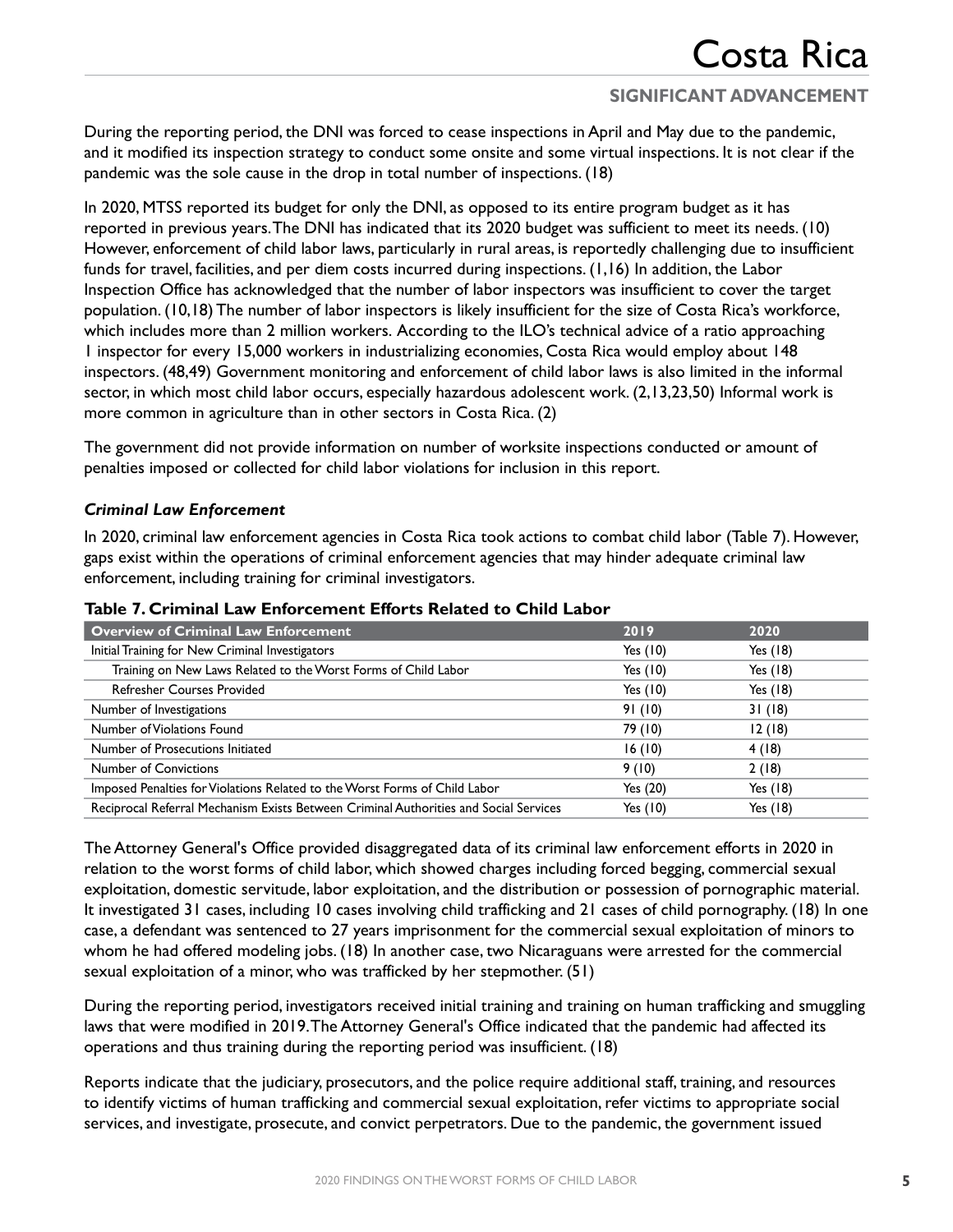During the reporting period, the DNI was forced to cease inspections in April and May due to the pandemic, and it modified its inspection strategy to conduct some onsite and some virtual inspections. It is not clear if the pandemic was the sole cause in the drop in total number of inspections. (18)

In 2020, MTSS reported its budget for only the DNI, as opposed to its entire program budget as it has reported in previous years. The DNI has indicated that its 2020 budget was sufficient to meet its needs. (10) However, enforcement of child labor laws, particularly in rural areas, is reportedly challenging due to insufficient funds for travel, facilities, and per diem costs incurred during inspections. (1,16) In addition, the Labor Inspection Office has acknowledged that the number of labor inspectors was insufficient to cover the target population. (10,18) The number of labor inspectors is likely insufficient for the size of Costa Rica's workforce, which includes more than 2 million workers. According to the ILO's technical advice of a ratio approaching 1 inspector for every 15,000 workers in industrializing economies, Costa Rica would employ about 148 inspectors. (48,49) Government monitoring and enforcement of child labor laws is also limited in the informal sector, in which most child labor occurs, especially hazardous adolescent work. (2,13,23,50) Informal work is more common in agriculture than in other sectors in Costa Rica. (2)

The government did not provide information on number of worksite inspections conducted or amount of penalties imposed or collected for child labor violations for inclusion in this report.

### *Criminal Law Enforcement*

In 2020, criminal law enforcement agencies in Costa Rica took actions to combat child labor (Table 7). However, gaps exist within the operations of criminal enforcement agencies that may hinder adequate criminal law enforcement, including training for criminal investigators.

**Table 7. Criminal Law Enforcement Efforts Related to Child Labor**

| Overview of Criminal Law Enforcement | 2019 | 2020 |
|---|---|---|
| Initial Training for New Criminal Investigators | Yes (10) | Yes (18) |
| Training on New Laws Related to the Worst Forms of Child Labor | Yes (10) | Yes (18) |
| Refresher Courses Provided | Yes (10) | Yes (18) |
| Number of Investigations | 91 (10) | 31 (18) |
| Number of Violations Found | 79 (10) | 12 (18) |
| Number of Prosecutions Initiated | 16 (10) | 4 (18) |
| Number of Convictions | 9 (10) | 2 (18) |
| Imposed Penalties for Violations Related to the Worst Forms of Child Labor | Yes (20) | Yes (18) |
| Reciprocal Referral Mechanism Exists Between Criminal Authorities and Social Services | Yes (10) | Yes (18) |

The Attorney General's Office provided disaggregated data of its criminal law enforcement efforts in 2020 in relation to the worst forms of child labor, which showed charges including forced begging, commercial sexual exploitation, domestic servitude, labor exploitation, and the distribution or possession of pornographic material. It investigated 31 cases, including 10 cases involving child trafficking and 21 cases of child pornography. (18) In one case, a defendant was sentenced to 27 years imprisonment for the commercial sexual exploitation of minors to whom he had offered modeling jobs. (18) In another case, two Nicaraguans were arrested for the commercial sexual exploitation of a minor, who was trafficked by her stepmother. (51)

During the reporting period, investigators received initial training and training on human trafficking and smuggling laws that were modified in 2019. The Attorney General's Office indicated that the pandemic had affected its operations and thus training during the reporting period was insufficient. (18)

Reports indicate that the judiciary, prosecutors, and the police require additional staff, training, and resources to identify victims of human trafficking and commercial sexual exploitation, refer victims to appropriate social services, and investigate, prosecute, and convict perpetrators. Due to the pandemic, the government issued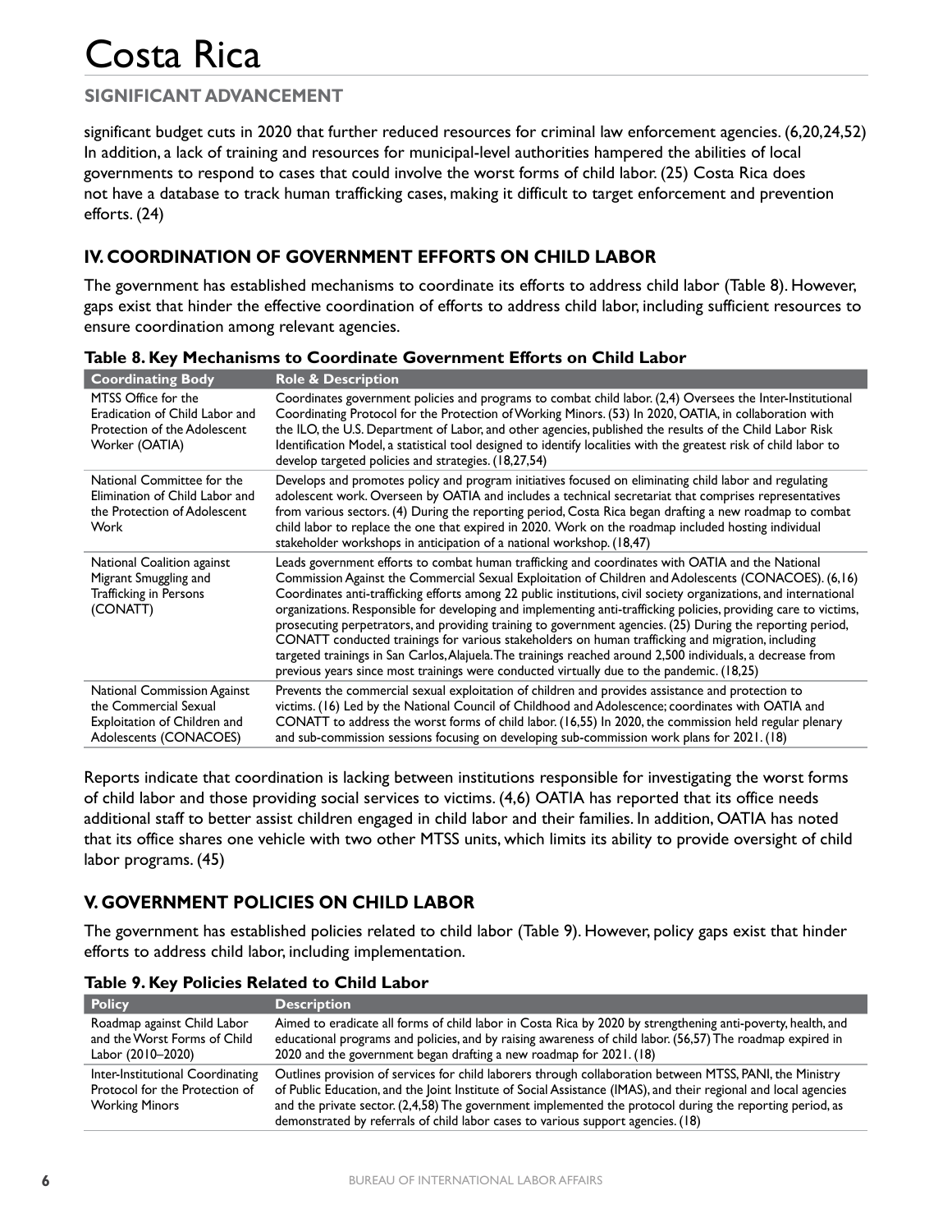significant budget cuts in 2020 that further reduced resources for criminal law enforcement agencies. (6,20,24,52) In addition, a lack of training and resources for municipal-level authorities hampered the abilities of local governments to respond to cases that could involve the worst forms of child labor. (25) Costa Rica does not have a database to track human trafficking cases, making it difficult to target enforcement and prevention efforts. (24)

## IV. COORDINATION OF GOVERNMENT EFFORTS ON CHILD LABOR

The government has established mechanisms to coordinate its efforts to address child labor (Table 8). However, gaps exist that hinder the effective coordination of efforts to address child labor, including sufficient resources to ensure coordination among relevant agencies.

**Table 8. Key Mechanisms to Coordinate Government Efforts on Child Labor**

| Coordinating Body | Role & Description |
|---|---|
| MTSS Office for the Eradication of Child Labor and Protection of the Adolescent Worker (OATIA) | Coordinates government policies and programs to combat child labor. (2,4) Oversees the Inter-Institutional Coordinating Protocol for the Protection of Working Minors. (53) In 2020, OATIA, in collaboration with the ILO, the U.S. Department of Labor, and other agencies, published the results of the Child Labor Risk Identification Model, a statistical tool designed to identify localities with the greatest risk of child labor to develop targeted policies and strategies. (18,27,54) |
| National Committee for the Elimination of Child Labor and the Protection of Adolescent Work | Develops and promotes policy and program initiatives focused on eliminating child labor and regulating adolescent work. Overseen by OATIA and includes a technical secretariat that comprises representatives from various sectors. (4) During the reporting period, Costa Rica began drafting a new roadmap to combat child labor to replace the one that expired in 2020. Work on the roadmap included hosting individual stakeholder workshops in anticipation of a national workshop. (18,47) |
| National Coalition against Migrant Smuggling and Trafficking in Persons (CONATT) | Leads government efforts to combat human trafficking and coordinates with OATIA and the National Commission Against the Commercial Sexual Exploitation of Children and Adolescents (CONACOES). (6,16) Coordinates anti-trafficking efforts among 22 public institutions, civil society organizations, and international organizations. Responsible for developing and implementing anti-trafficking policies, providing care to victims, prosecuting perpetrators, and providing training to government agencies. (25) During the reporting period, CONATT conducted trainings for various stakeholders on human trafficking and migration, including targeted trainings in San Carlos, Alajuela. The trainings reached around 2,500 individuals, a decrease from previous years since most trainings were conducted virtually due to the pandemic. (18,25) |
| National Commission Against the Commercial Sexual Exploitation of Children and Adolescents (CONACOES) | Prevents the commercial sexual exploitation of children and provides assistance and protection to victims. (16) Led by the National Council of Childhood and Adolescence; coordinates with OATIA and CONATT to address the worst forms of child labor. (16,55) In 2020, the commission held regular plenary and sub-commission sessions focusing on developing sub-commission work plans for 2021. (18) |

Reports indicate that coordination is lacking between institutions responsible for investigating the worst forms of child labor and those providing social services to victims. (4,6) OATIA has reported that its office needs additional staff to better assist children engaged in child labor and their families. In addition, OATIA has noted that its office shares one vehicle with two other MTSS units, which limits its ability to provide oversight of child labor programs. (45)

## V. GOVERNMENT POLICIES ON CHILD LABOR

The government has established policies related to child labor (Table 9). However, policy gaps exist that hinder efforts to address child labor, including implementation.

**Table 9. Key Policies Related to Child Labor**

| Policy | Description |
|---|---|
| Roadmap against Child Labor and the Worst Forms of Child Labor (2010–2020) | Aimed to eradicate all forms of child labor in Costa Rica by 2020 by strengthening anti-poverty, health, and educational programs and policies, and by raising awareness of child labor. (56,57) The roadmap expired in 2020 and the government began drafting a new roadmap for 2021. (18) |
| Inter-Institutional Coordinating Protocol for the Protection of Working Minors | Outlines provision of services for child laborers through collaboration between MTSS, PANI, the Ministry of Public Education, and the Joint Institute of Social Assistance (IMAS), and their regional and local agencies and the private sector. (2,4,58) The government implemented the protocol during the reporting period, as demonstrated by referrals of child labor cases to various support agencies. (18) |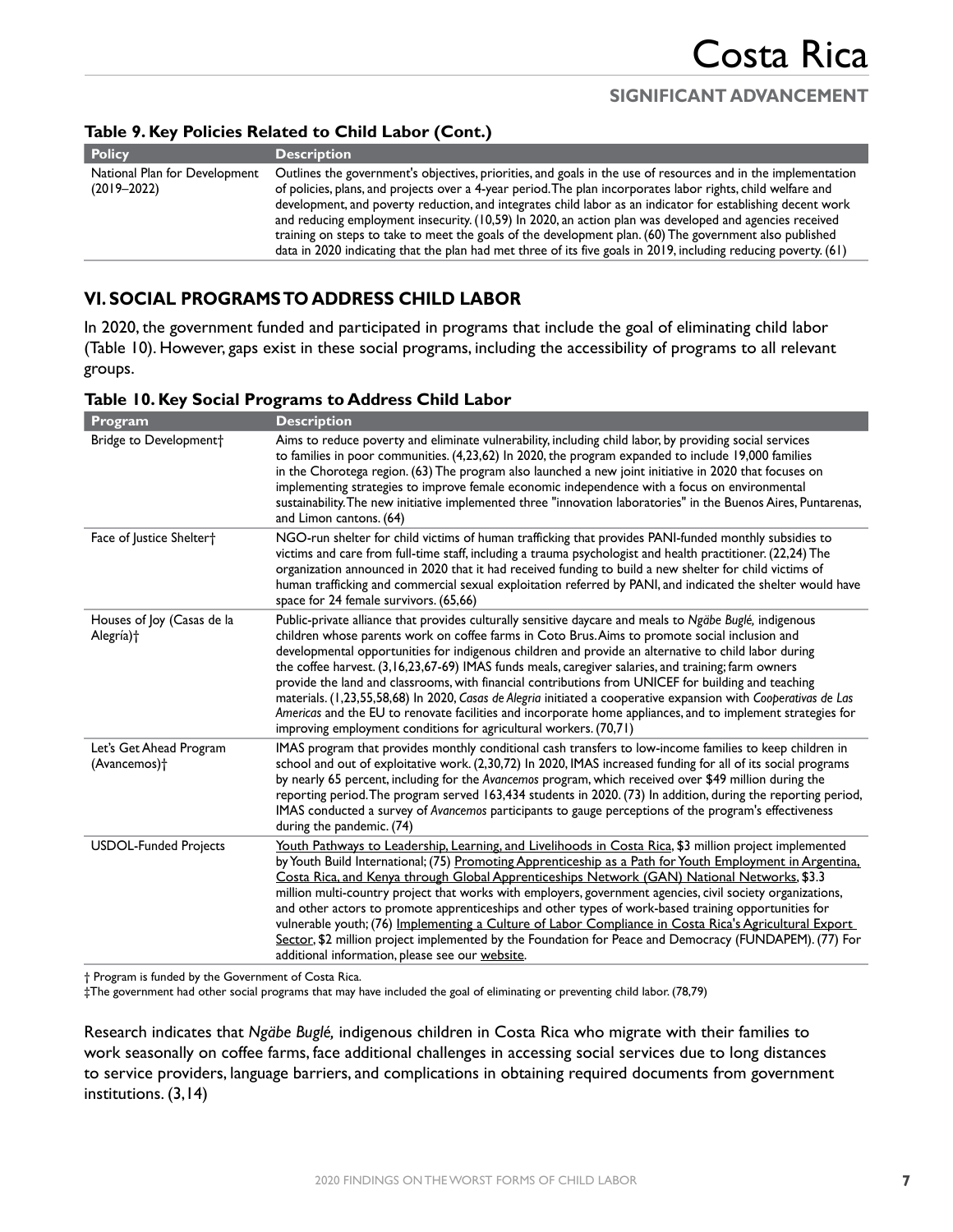### Table 9. Key Policies Related to Child Labor (Cont.)

| Policy | Description |
|---|---|
| National Plan for Development (2019–2022) | Outlines the government's objectives, priorities, and goals in the use of resources and in the implementation of policies, plans, and projects over a 4-year period. The plan incorporates labor rights, child welfare and development, and poverty reduction, and integrates child labor as an indicator for establishing decent work and reducing employment insecurity. (10,59) In 2020, an action plan was developed and agencies received training on steps to take to meet the goals of the development plan. (60) The government also published data in 2020 indicating that the plan had met three of its five goals in 2019, including reducing poverty. (61) |

## VI. SOCIAL PROGRAMS TO ADDRESS CHILD LABOR

In 2020, the government funded and participated in programs that include the goal of eliminating child labor (Table 10). However, gaps exist in these social programs, including the accessibility of programs to all relevant groups.

### Table 10. Key Social Programs to Address Child Labor

| Program | Description |
|---|---|
| Bridge to Development† | Aims to reduce poverty and eliminate vulnerability, including child labor, by providing social services to families in poor communities. (4,23,62) In 2020, the program expanded to include 19,000 families in the Chorotega region. (63) The program also launched a new joint initiative in 2020 that focuses on implementing strategies to improve female economic independence with a focus on environmental sustainability. The new initiative implemented three "innovation laboratories" in the Buenos Aires, Puntarenas, and Limon cantons. (64) |
| Face of Justice Shelter† | NGO-run shelter for child victims of human trafficking that provides PANI-funded monthly subsidies to victims and care from full-time staff, including a trauma psychologist and health practitioner. (22,24) The organization announced in 2020 that it had received funding to build a new shelter for child victims of human trafficking and commercial sexual exploitation referred by PANI, and indicated the shelter would have space for 24 female survivors. (65,66) |
| Houses of Joy (Casas de la Alegría)† | Public-private alliance that provides culturally sensitive daycare and meals to *Ngäbe Buglé,* indigenous children whose parents work on coffee farms in Coto Brus. Aims to promote social inclusion and developmental opportunities for indigenous children and provide an alternative to child labor during the coffee harvest. (3,16,23,67-69) IMAS funds meals, caregiver salaries, and training; farm owners provide the land and classrooms, with financial contributions from UNICEF for building and teaching materials. (1,23,55,58,68) In 2020, *Casas de Alegria* initiated a cooperative expansion with *Cooperativas de Las Americas* and the EU to renovate facilities and incorporate home appliances, and to implement strategies for improving employment conditions for agricultural workers. (70,71) |
| Let's Get Ahead Program (Avancemos)† | IMAS program that provides monthly conditional cash transfers to low-income families to keep children in school and out of exploitative work. (2,30,72) In 2020, IMAS increased funding for all of its social programs by nearly 65 percent, including for the *Avancemos* program, which received over $49 million during the reporting period. The program served 163,434 students in 2020. (73) In addition, during the reporting period, IMAS conducted a survey of *Avancemos* participants to gauge perceptions of the program's effectiveness during the pandemic. (74) |
| USDOL-Funded Projects | Youth Pathways to Leadership, Learning, and Livelihoods in Costa Rica, $3 million project implemented by Youth Build International; (75) Promoting Apprenticeship as a Path for Youth Employment in Argentina, Costa Rica, and Kenya through Global Apprenticeships Network (GAN) National Networks, $3.3 million multi-country project that works with employers, government agencies, civil society organizations, and other actors to promote apprenticeships and other types of work-based training opportunities for vulnerable youth; (76) Implementing a Culture of Labor Compliance in Costa Rica's Agricultural Export Sector, $2 million project implemented by the Foundation for Peace and Democracy (FUNDAPEM). (77) For additional information, please see our website. |

† Program is funded by the Government of Costa Rica.
‡The government had other social programs that may have included the goal of eliminating or preventing child labor. (78,79)

Research indicates that *Ngäbe Buglé,* indigenous children in Costa Rica who migrate with their families to work seasonally on coffee farms, face additional challenges in accessing social services due to long distances to service providers, language barriers, and complications in obtaining required documents from government institutions. (3,14)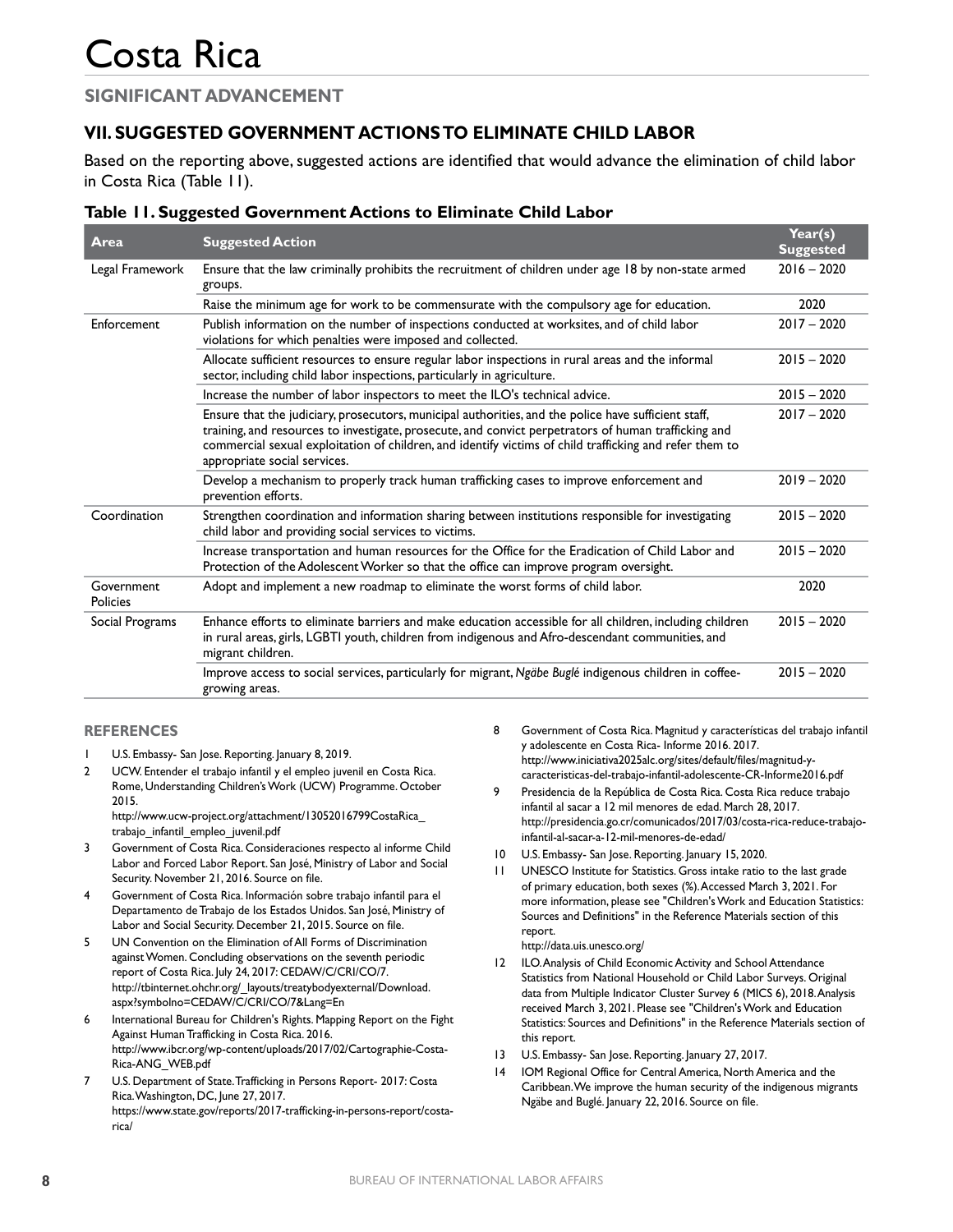# Costa Rica

## SIGNIFICANT ADVANCEMENT

## VII. SUGGESTED GOVERNMENT ACTIONS TO ELIMINATE CHILD LABOR

Based on the reporting above, suggested actions are identified that would advance the elimination of child labor in Costa Rica (Table 11).

### Table 11. Suggested Government Actions to Eliminate Child Labor

| Area | Suggested Action | Year(s) Suggested |
|---|---|---|
| Legal Framework | Ensure that the law criminally prohibits the recruitment of children under age 18 by non-state armed groups. | 2016 – 2020 |
| | Raise the minimum age for work to be commensurate with the compulsory age for education. | 2020 |
| Enforcement | Publish information on the number of inspections conducted at worksites, and of child labor violations for which penalties were imposed and collected. | 2017 – 2020 |
| | Allocate sufficient resources to ensure regular labor inspections in rural areas and the informal sector, including child labor inspections, particularly in agriculture. | 2015 – 2020 |
| | Increase the number of labor inspectors to meet the ILO's technical advice. | 2015 – 2020 |
| | Ensure that the judiciary, prosecutors, municipal authorities, and the police have sufficient staff, training, and resources to investigate, prosecute, and convict perpetrators of human trafficking and commercial sexual exploitation of children, and identify victims of child trafficking and refer them to appropriate social services. | 2017 – 2020 |
| | Develop a mechanism to properly track human trafficking cases to improve enforcement and prevention efforts. | 2019 – 2020 |
| Coordination | Strengthen coordination and information sharing between institutions responsible for investigating child labor and providing social services to victims. | 2015 – 2020 |
| | Increase transportation and human resources for the Office for the Eradication of Child Labor and Protection of the Adolescent Worker so that the office can improve program oversight. | 2015 – 2020 |
| Government Policies | Adopt and implement a new roadmap to eliminate the worst forms of child labor. | 2020 |
| Social Programs | Enhance efforts to eliminate barriers and make education accessible for all children, including children in rural areas, girls, LGBTI youth, children from indigenous and Afro-descendant communities, and migrant children. | 2015 – 2020 |
| | Improve access to social services, particularly for migrant, *Ngäbe Buglé* indigenous children in coffee-growing areas. | 2015 – 2020 |

### REFERENCES

1. U.S. Embassy- San Jose. Reporting. January 8, 2019.
2. UCW. Entender el trabajo infantil y el empleo juvenil en Costa Rica. Rome, Understanding Children's Work (UCW) Programme. October 2015. http://www.ucw-project.org/attachment/13052016799CostaRica_trabajo_infantil_empleo_juvenil.pdf
3. Government of Costa Rica. Consideraciones respecto al informe Child Labor and Forced Labor Report. San José, Ministry of Labor and Social Security. November 21, 2016. Source on file.
4. Government of Costa Rica. Información sobre trabajo infantil para el Departamento de Trabajo de los Estados Unidos. San José, Ministry of Labor and Social Security. December 21, 2015. Source on file.
5. UN Convention on the Elimination of All Forms of Discrimination against Women. Concluding observations on the seventh periodic report of Costa Rica. July 24, 2017: CEDAW/C/CRI/CO/7. http://tbinternet.ohchr.org/_layouts/treatybodyexternal/Download.aspx?symbolno=CEDAW/C/CRI/CO/7&Lang=En
6. International Bureau for Children's Rights. Mapping Report on the Fight Against Human Trafficking in Costa Rica. 2016. http://www.ibcr.org/wp-content/uploads/2017/02/Cartographie-Costa-Rica-ANG_WEB.pdf
7. U.S. Department of State. Trafficking in Persons Report- 2017: Costa Rica. Washington, DC, June 27, 2017. https://www.state.gov/reports/2017-trafficking-in-persons-report/costa-rica/
8. Government of Costa Rica. Magnitud y características del trabajo infantil y adolescente en Costa Rica- Informe 2016. 2017. http://www.iniciativa2025alc.org/sites/default/files/magnitud-y-caracteristicas-del-trabajo-infantil-adolescente-CR-Informe2016.pdf
9. Presidencia de la República de Costa Rica. Costa Rica reduce trabajo infantil al sacar a 12 mil menores de edad. March 28, 2017. http://presidencia.go.cr/comunicados/2017/03/costa-rica-reduce-trabajo-infantil-al-sacar-a-12-mil-menores-de-edad/
10. U.S. Embassy- San Jose. Reporting. January 15, 2020.
11. UNESCO Institute for Statistics. Gross intake ratio to the last grade of primary education, both sexes (%). Accessed March 3, 2021. For more information, please see "Children's Work and Education Statistics: Sources and Definitions" in the Reference Materials section of this report. http://data.uis.unesco.org/
12. ILO. Analysis of Child Economic Activity and School Attendance Statistics from National Household or Child Labor Surveys. Original data from Multiple Indicator Cluster Survey 6 (MICS 6), 2018. Analysis received March 3, 2021. Please see "Children's Work and Education Statistics: Sources and Definitions" in the Reference Materials section of this report.
13. U.S. Embassy- San Jose. Reporting. January 27, 2017.
14. IOM Regional Office for Central America, North America and the Caribbean. We improve the human security of the indigenous migrants Ngäbe and Buglé. January 22, 2016. Source on file.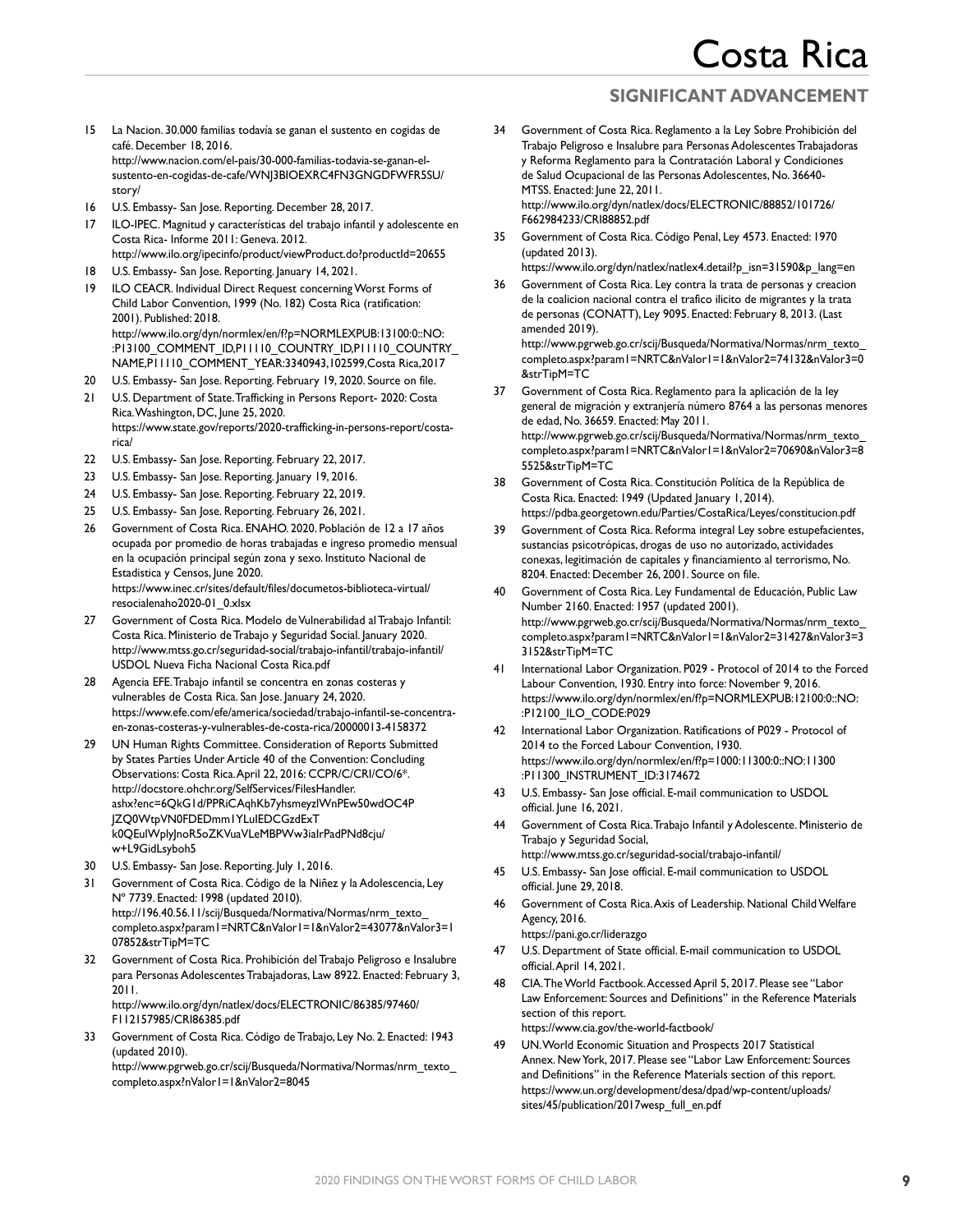15. La Nacion. 30.000 familias todavía se ganan el sustento en cogidas de café. December 18, 2016. http://www.nacion.com/el-pais/30-000-familias-todavia-se-ganan-el-sustento-en-cogidas-de-cafe/WNJ3BIOEXRC4FN3GNGDFWFR5SU/story/
16. U.S. Embassy- San Jose. Reporting. December 28, 2017.
17. ILO-IPEC. Magnitud y características del trabajo infantil y adolescente en Costa Rica- Informe 2011: Geneva. 2012. http://www.ilo.org/ipecinfo/product/viewProduct.do?productId=20655
18. U.S. Embassy- San Jose. Reporting. January 14, 2021.
19. ILO CEACR. Individual Direct Request concerning Worst Forms of Child Labor Convention, 1999 (No. 182) Costa Rica (ratification: 2001). Published: 2018. http://www.ilo.org/dyn/normlex/en/f?p=NORMLEXPUB:13100:0::NO::P13100_COMMENT_ID,P11110_COUNTRY_ID,P11110_COUNTRY_NAME,P11110_COMMENT_YEAR:3340943,102599,Costa Rica,2017
20. U.S. Embassy- San Jose. Reporting. February 19, 2020. Source on file.
21. U.S. Department of State. Trafficking in Persons Report- 2020: Costa Rica. Washington, DC, June 25, 2020. https://www.state.gov/reports/2020-trafficking-in-persons-report/costa-rica/
22. U.S. Embassy- San Jose. Reporting. February 22, 2017.
23. U.S. Embassy- San Jose. Reporting. January 19, 2016.
24. U.S. Embassy- San Jose. Reporting. February 22, 2019.
25. U.S. Embassy- San Jose. Reporting. February 26, 2021.
26. Government of Costa Rica. ENAHO. 2020. Población de 12 a 17 años ocupada por promedio de horas trabajadas e ingreso promedio mensual en la ocupación principal según zona y sexo. Instituto Nacional de Estadistica y Censos, June 2020. https://www.inec.cr/sites/default/files/documetos-biblioteca-virtual/resocialenaho2020-01_0.xlsx
27. Government of Costa Rica. Modelo de Vulnerabilidad al Trabajo Infantil: Costa Rica. Ministerio de Trabajo y Seguridad Social. January 2020. http://www.mtss.go.cr/seguridad-social/trabajo-infantil/trabajo-infantil/USDOL Nueva Ficha Nacional Costa Rica.pdf
28. Agencia EFE. Trabajo infantil se concentra en zonas costeras y vulnerables de Costa Rica. San Jose. January 24, 2020. https://www.efe.com/efe/america/sociedad/trabajo-infantil-se-concentra-en-zonas-costeras-y-vulnerables-de-costa-rica/20000013-4158372
29. UN Human Rights Committee. Consideration of Reports Submitted by States Parties Under Article 40 of the Convention: Concluding Observations: Costa Rica. April 22, 2016: CCPR/C/CRI/CO/6*. http://docstore.ohchr.org/SelfServices/FilesHandler.ashx?enc=6QkG1d/PPRiCAqhKb7yhsmeyzlWnPEw50wdOC4PJZQ0WtpVN0FDEDmm1YLuIEDCGzdExTk0QEulWplyJnoR5oZKVuaVLeMBPWw3iaIrPadPNd8cju/w+L9GidLsyboh5
30. U.S. Embassy- San Jose. Reporting. July 1, 2016.
31. Government of Costa Rica. Código de la Niñez y la Adolescencia, Ley Nº 7739. Enacted: 1998 (updated 2010). http://196.40.56.11/scij/Busqueda/Normativa/Normas/nrm_texto_completo.aspx?param1=NRTC&nValor1=1&nValor2=43077&nValor3=107852&strTipM=TC
32. Government of Costa Rica. Prohibición del Trabajo Peligroso e Insalubre para Personas Adolescentes Trabajadoras, Law 8922. Enacted: February 3, 2011. http://www.ilo.org/dyn/natlex/docs/ELECTRONIC/86385/97460/F112157985/CRI86385.pdf
33. Government of Costa Rica. Código de Trabajo, Ley No. 2. Enacted: 1943 (updated 2010). http://www.pgrweb.go.cr/scij/Busqueda/Normativa/Normas/nrm_texto_completo.aspx?nValor1=1&nValor2=8045
34. Government of Costa Rica. Reglamento a la Ley Sobre Prohibición del Trabajo Peligroso e Insalubre para Personas Adolescentes Trabajadoras y Reforma Reglamento para la Contratación Laboral y Condiciones de Salud Ocupacional de las Personas Adolescentes, No. 36640-MTSS. Enacted: June 22, 2011. http://www.ilo.org/dyn/natlex/docs/ELECTRONIC/88852/101726/F662984233/CRI88852.pdf
35. Government of Costa Rica. Código Penal, Ley 4573. Enacted: 1970 (updated 2013). https://www.ilo.org/dyn/natlex/natlex4.detail?p_isn=31590&p_lang=en
36. Government of Costa Rica. Ley contra la trata de personas y creacion de la coalicion nacional contra el trafico ilicito de migrantes y la trata de personas (CONATT), Ley 9095. Enacted: February 8, 2013. (Last amended 2019). http://www.pgrweb.go.cr/scij/Busqueda/Normativa/Normas/nrm_texto_completo.aspx?param1=NRTC&nValor1=1&nValor2=74132&nValor3=0&strTipM=TC
37. Government of Costa Rica. Reglamento para la aplicación de la ley general de migración y extranjería número 8764 a las personas menores de edad, No. 36659. Enacted: May 2011. http://www.pgrweb.go.cr/scij/Busqueda/Normativa/Normas/nrm_texto_completo.aspx?param1=NRTC&nValor1=1&nValor2=70690&nValor3=85525&strTipM=TC
38. Government of Costa Rica. Constitución Política de la República de Costa Rica. Enacted: 1949 (Updated January 1, 2014). https://pdba.georgetown.edu/Parties/CostaRica/Leyes/constitucion.pdf
39. Government of Costa Rica. Reforma integral Ley sobre estupefacientes, sustancias psicotrópicas, drogas de uso no autorizado, actividades conexas, legitimación de capitales y financiamiento al terrorismo, No. 8204. Enacted: December 26, 2001. Source on file.
40. Government of Costa Rica. Ley Fundamental de Educación, Public Law Number 2160. Enacted: 1957 (updated 2001). http://www.pgrweb.go.cr/scij/Busqueda/Normativa/Normas/nrm_texto_completo.aspx?param1=NRTC&nValor1=1&nValor2=31427&nValor3=33152&strTipM=TC
41. International Labor Organization. P029 - Protocol of 2014 to the Forced Labour Convention, 1930. Entry into force: November 9, 2016. https://www.ilo.org/dyn/normlex/en/f?p=NORMLEXPUB:12100:0::NO::P12100_ILO_CODE:P029
42. International Labor Organization. Ratifications of P029 - Protocol of 2014 to the Forced Labour Convention, 1930. https://www.ilo.org/dyn/normlex/en/f?p=1000:11300:0::NO:11300:P11300_INSTRUMENT_ID:3174672
43. U.S. Embassy- San Jose official. E-mail communication to USDOL official. June 16, 2021.
44. Government of Costa Rica. Trabajo Infantil y Adolescente. Ministerio de Trabajo y Seguridad Social, http://www.mtss.go.cr/seguridad-social/trabajo-infantil/
45. U.S. Embassy- San Jose official. E-mail communication to USDOL official. June 29, 2018.
46. Government of Costa Rica. Axis of Leadership. National Child Welfare Agency, 2016. https://pani.go.cr/liderazgo
47. U.S. Department of State official. E-mail communication to USDOL official. April 14, 2021.
48. CIA. The World Factbook. Accessed April 5, 2017. Please see "Labor Law Enforcement: Sources and Definitions" in the Reference Materials section of this report. https://www.cia.gov/the-world-factbook/
49. UN. World Economic Situation and Prospects 2017 Statistical Annex. New York, 2017. Please see "Labor Law Enforcement: Sources and Definitions" in the Reference Materials section of this report. https://www.un.org/development/desa/dpad/wp-content/uploads/sites/45/publication/2017wesp_full_en.pdf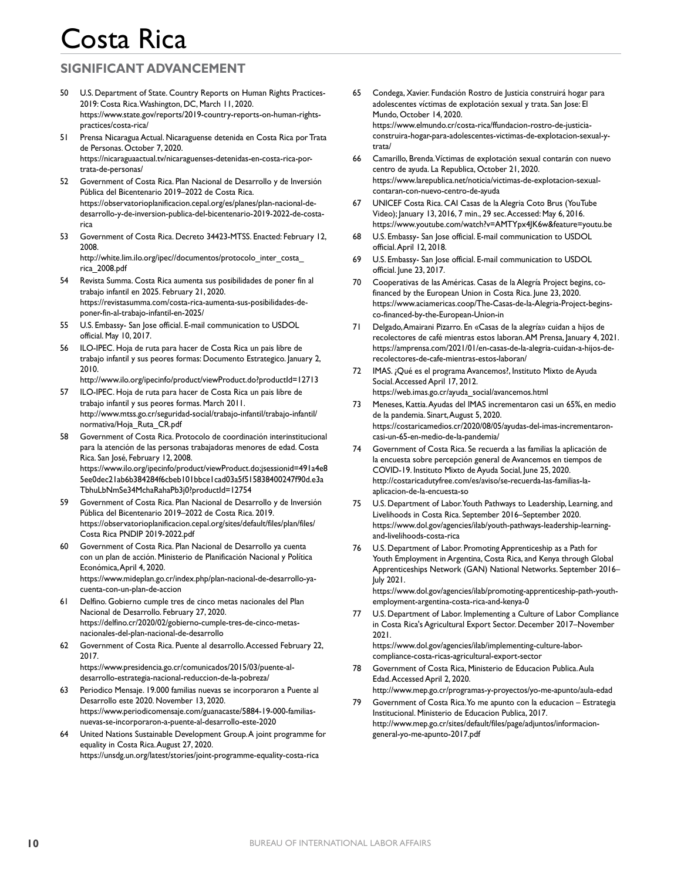# Costa Rica

## SIGNIFICANT ADVANCEMENT

50 U.S. Department of State. Country Reports on Human Rights Practices-2019: Costa Rica. Washington, DC, March 11, 2020. https://www.state.gov/reports/2019-country-reports-on-human-rights-practices/costa-rica/

51 Prensa Nicaragua Actual. Nicaraguense detenida en Costa Rica por Trata de Personas. October 7, 2020. https://nicaraguaactual.tv/nicaraguenses-detenidas-en-costa-rica-por-trata-de-personas/

52 Government of Costa Rica. Plan Nacional de Desarrollo y de Inversión Pública del Bicentenario 2019–2022 de Costa Rica. https://observatorioplanificacion.cepal.org/es/planes/plan-nacional-de-desarrollo-y-de-inversion-publica-del-bicentenario-2019-2022-de-costa-rica

53 Government of Costa Rica. Decreto 34423-MTSS. Enacted: February 12, 2008. http://white.lim.ilo.org/ipec//documentos/protocolo_inter_costa_rica_2008.pdf

54 Revista Summa. Costa Rica aumenta sus posibilidades de poner fin al trabajo infantil en 2025. February 21, 2020. https://revistasumma.com/costa-rica-aumenta-sus-posibilidades-de-poner-fin-al-trabajo-infantil-en-2025/

55 U.S. Embassy- San Jose official. E-mail communication to USDOL official. May 10, 2017.

56 ILO-IPEC. Hoja de ruta para hacer de Costa Rica un pais libre de trabajo infantil y sus peores formas: Documento Estrategico. January 2, 2010. http://www.ilo.org/ipecinfo/product/viewProduct.do?productId=12713

57 ILO-IPEC. Hoja de ruta para hacer de Costa Rica un pais libre de trabajo infantil y sus peores formas. March 2011. http://www.mtss.go.cr/seguridad-social/trabajo-infantil/trabajo-infantil/normativa/Hoja_Ruta_CR.pdf

58 Government of Costa Rica. Protocolo de coordinación interinstitucional para la atención de las personas trabajadoras menores de edad. Costa Rica. San José, February 12, 2008. https://www.ilo.org/ipecinfo/product/viewProduct.do;jsessionid=491a4e85ee0dec21ab6b384284f6cbeb101bbce1cad03a5f515838400247f90d.e3aTbhuLbNmSe34MchaRahaPb3j0?productId=12754

59 Government of Costa Rica. Plan Nacional de Desarrollo y de Inversión Pública del Bicentenario 2019–2022 de Costa Rica. 2019. https://observatorioplanificacion.cepal.org/sites/default/files/plan/files/Costa Rica PNDIP 2019-2022.pdf

60 Government of Costa Rica. Plan Nacional de Desarrollo ya cuenta con un plan de acción. Ministerio de Planificación Nacional y Política Económica, April 4, 2020. https://www.mideplan.go.cr/index.php/plan-nacional-de-desarrollo-ya-cuenta-con-un-plan-de-accion

61 Delfino. Gobierno cumple tres de cinco metas nacionales del Plan Nacional de Desarrollo. February 27, 2020. https://delfino.cr/2020/02/gobierno-cumple-tres-de-cinco-metas-nacionales-del-plan-nacional-de-desarrollo

62 Government of Costa Rica. Puente al desarrollo. Accessed February 22, 2017. https://www.presidencia.go.cr/comunicados/2015/03/puente-al-desarrollo-estrategia-nacional-reduccion-de-la-pobreza/

63 Periodico Mensaje. 19.000 familias nuevas se incorporaron a Puente al Desarrollo este 2020. November 13, 2020. https://www.periodicomensaje.com/guanacaste/5884-19-000-familias-nuevas-se-incorporaron-a-puente-al-desarrollo-este-2020

64 United Nations Sustainable Development Group. A joint programme for equality in Costa Rica. August 27, 2020. https://unsdg.un.org/latest/stories/joint-programme-equality-costa-rica

65 Condega, Xavier. Fundación Rostro de Justicia construirá hogar para adolescentes víctimas de explotación sexual y trata. San Jose: El Mundo, October 14, 2020. https://www.elmundo.cr/costa-rica/ffundacion-rostro-de-justicia-construira-hogar-para-adolescentes-victimas-de-explotacion-sexual-y-trata/

66 Camarillo, Brenda. Víctimas de explotación sexual contarán con nuevo centro de ayuda. La Republica, October 21, 2020. https://www.larepublica.net/noticia/victimas-de-explotacion-sexual-contaran-con-nuevo-centro-de-ayuda

67 UNICEF Costa Rica. CAI Casas de la Alegria Coto Brus (YouTube Video); January 13, 2016, 7 min., 29 sec. Accessed: May 6, 2016. https://www.youtube.com/watch?v=AMTYpx4JK6w&feature=youtu.be

68 U.S. Embassy- San Jose official. E-mail communication to USDOL official. April 12, 2018.

69 U.S. Embassy- San Jose official. E-mail communication to USDOL official. June 23, 2017.

70 Cooperativas de las Américas. Casas de la Alegría Project begins, co-financed by the European Union in Costa Rica. June 23, 2020. https://www.aciamericas.coop/The-Casas-de-la-Alegria-Project-begins-co-financed-by-the-European-Union-in

71 Delgado, Amairani Pizarro. En «Casas de la alegría» cuidan a hijos de recolectores de café mientras estos laboran. AM Prensa, January 4, 2021. https://amprensa.com/2021/01/en-casas-de-la-alegria-cuidan-a-hijos-de-recolectores-de-cafe-mientras-estos-laboran/

72 IMAS. ¿Qué es el programa Avancemos?, Instituto Mixto de Ayuda Social. Accessed April 17, 2012. https://web.imas.go.cr/ayuda_social/avancemos.html

73 Meneses, Kattia. Ayudas del IMAS incrementaron casi un 65%, en medio de la pandemia. Sinart, August 5, 2020. https://costaricamedios.cr/2020/08/05/ayudas-del-imas-incrementaron-casi-un-65-en-medio-de-la-pandemia/

74 Government of Costa Rica. Se recuerda a las familias la aplicación de la encuesta sobre percepción general de Avancemos en tiempos de COVID-19. Instituto Mixto de Ayuda Social, June 25, 2020. http://costaricadutyfree.com/es/aviso/se-recuerda-las-familias-la-aplicacion-de-la-encuesta-so

75 U.S. Department of Labor. Youth Pathways to Leadership, Learning, and Livelihoods in Costa Rica. September 2016–September 2020. https://www.dol.gov/agencies/ilab/youth-pathways-leadership-learning-and-livelihoods-costa-rica

76 U.S. Department of Labor. Promoting Apprenticeship as a Path for Youth Employment in Argentina, Costa Rica, and Kenya through Global Apprenticeships Network (GAN) National Networks. September 2016–July 2021. https://www.dol.gov/agencies/ilab/promoting-apprenticeship-path-youth-employment-argentina-costa-rica-and-kenya-0

77 U.S. Department of Labor. Implementing a Culture of Labor Compliance in Costa Rica's Agricultural Export Sector. December 2017–November 2021. https://www.dol.gov/agencies/ilab/implementing-culture-labor-compliance-costa-ricas-agricultural-export-sector

78 Government of Costa Rica, Ministerio de Educacion Publica. Aula Edad. Accessed April 2, 2020. http://www.mep.go.cr/programas-y-proyectos/yo-me-apunto/aula-edad

79 Government of Costa Rica. Yo me apunto con la educacion – Estrategia Institucional. Ministerio de Educacion Publica, 2017. http://www.mep.go.cr/sites/default/files/page/adjuntos/informacion-general-yo-me-apunto-2017.pdf